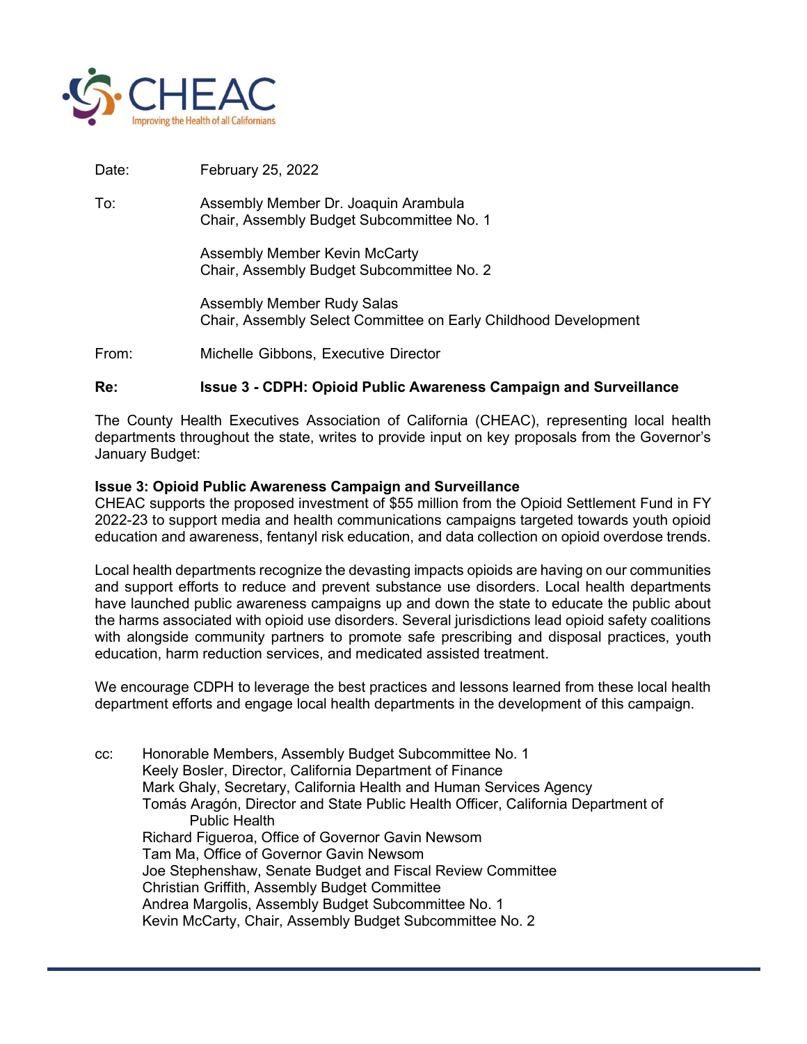CHEAC
Improving the Health of all Californians

Date: February 25, 2022

To: Assembly Member Dr. Joaquin Arambula
Chair, Assembly Budget Subcommittee No. 1

Assembly Member Kevin McCarty
Chair, Assembly Budget Subcommittee No. 2

Assembly Member Rudy Salas
Chair, Assembly Select Committee on Early Childhood Development

From: Michelle Gibbons, Executive Director

**Re: Issue 3 - CDPH: Opioid Public Awareness Campaign and Surveillance**

The County Health Executives Association of California (CHEAC), representing local health departments throughout the state, writes to provide input on key proposals from the Governor's January Budget:

**Issue 3: Opioid Public Awareness Campaign and Surveillance**

CHEAC supports the proposed investment of $55 million from the Opioid Settlement Fund in FY 2022-23 to support media and health communications campaigns targeted towards youth opioid education and awareness, fentanyl risk education, and data collection on opioid overdose trends.

Local health departments recognize the devasting impacts opioids are having on our communities and support efforts to reduce and prevent substance use disorders. Local health departments have launched public awareness campaigns up and down the state to educate the public about the harms associated with opioid use disorders. Several jurisdictions lead opioid safety coalitions with alongside community partners to promote safe prescribing and disposal practices, youth education, harm reduction services, and medicated assisted treatment.

We encourage CDPH to leverage the best practices and lessons learned from these local health department efforts and engage local health departments in the development of this campaign.

cc: Honorable Members, Assembly Budget Subcommittee No. 1
Keely Bosler, Director, California Department of Finance
Mark Ghaly, Secretary, California Health and Human Services Agency
Tomás Aragón, Director and State Public Health Officer, California Department of Public Health
Richard Figueroa, Office of Governor Gavin Newsom
Tam Ma, Office of Governor Gavin Newsom
Joe Stephenshaw, Senate Budget and Fiscal Review Committee
Christian Griffith, Assembly Budget Committee
Andrea Margolis, Assembly Budget Subcommittee No. 1
Kevin McCarty, Chair, Assembly Budget Subcommittee No. 2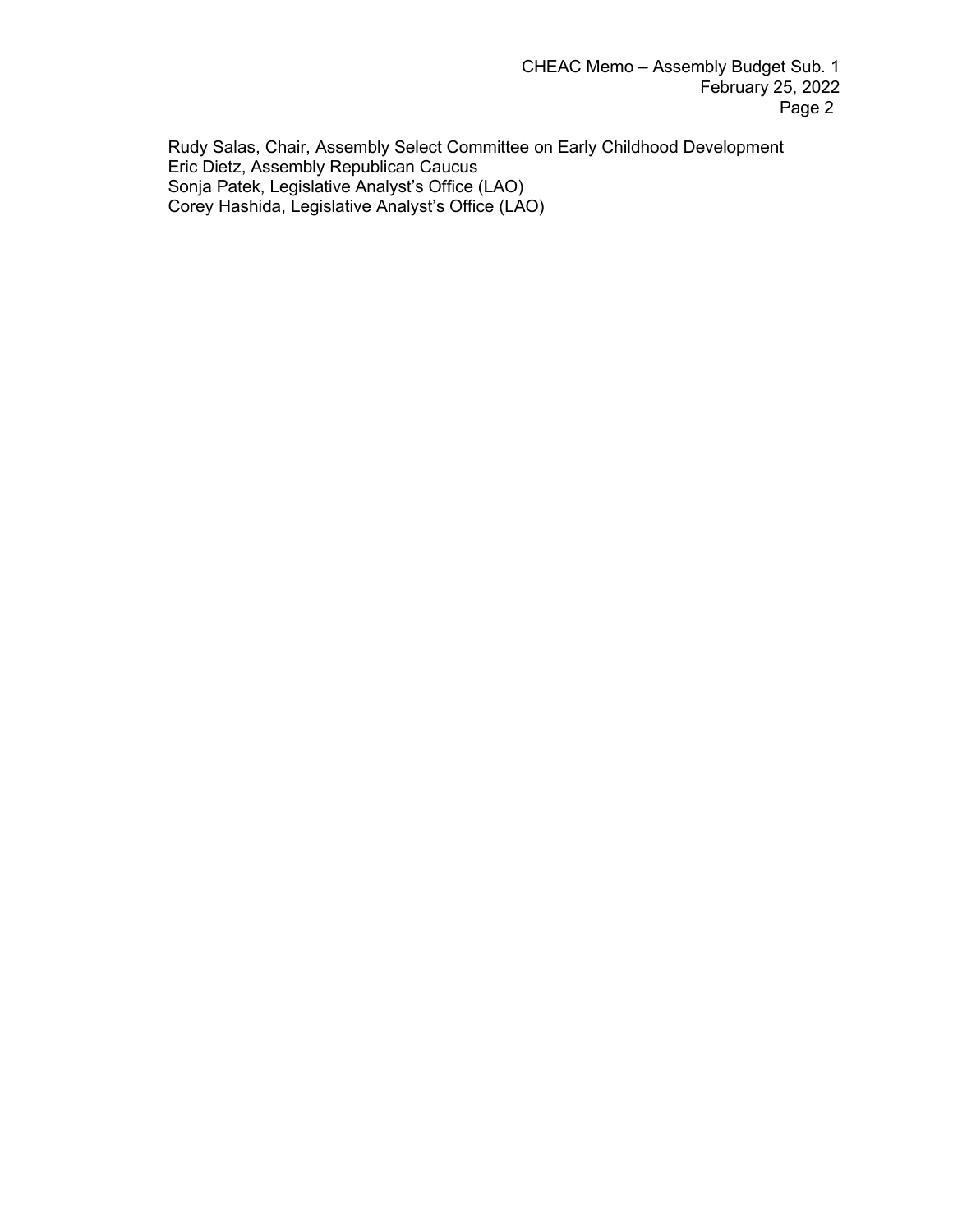Rudy Salas, Chair, Assembly Select Committee on Early Childhood Development
Eric Dietz, Assembly Republican Caucus
Sonja Patek, Legislative Analyst's Office (LAO)
Corey Hashida, Legislative Analyst's Office (LAO)